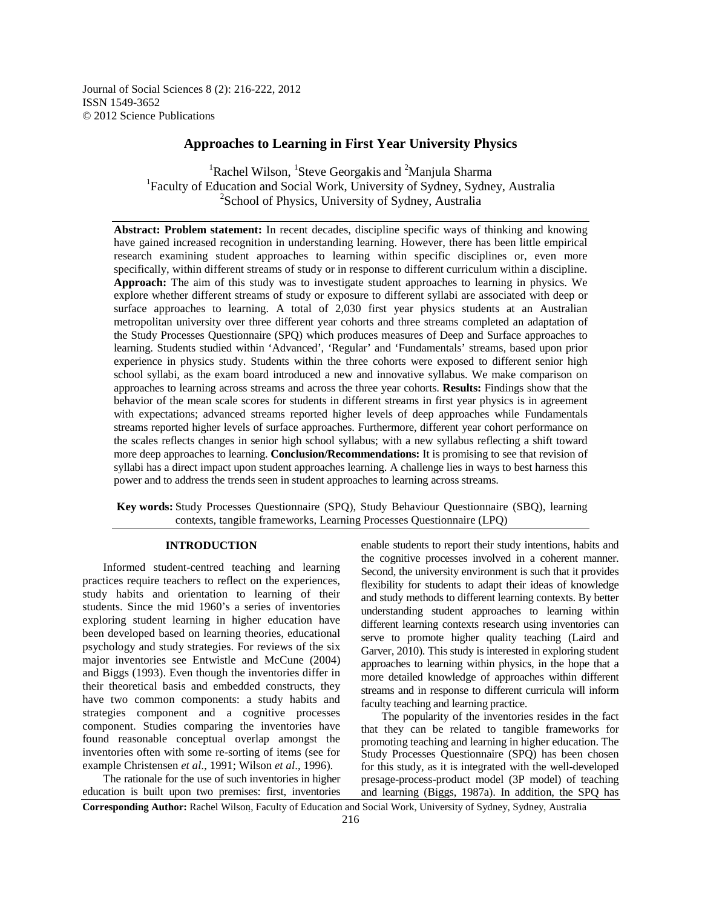# Approaches to Learning in First Year University Physics

Rachel Wilson[1], Steve Georgakis[1] and Manjula Sharma[2]

[1]Faculty of Education and Social Work, University of Sydney, Sydney, Australia

[2]School of Physics, University of Sydney, Australia

**Abstract: Problem statement:** In recent decades, discipline specific ways of thinking and knowing have gained increased recognition in understanding learning. However, there has been little empirical research examining student approaches to learning within specific disciplines or, even more specifically, within different streams of study or in response to different curriculum within a discipline. **Approach:** The aim of this study was to investigate student approaches to learning in physics. We explore whether different streams of study or exposure to different syllabi are associated with deep or surface approaches to learning. A total of 2,030 first year physics students at an Australian metropolitan university over three different year cohorts and three streams completed an adaptation of the Study Processes Questionnaire (SPQ) which produces measures of Deep and Surface approaches to learning. Students studied within 'Advanced', 'Regular' and 'Fundamentals' streams, based upon prior experience in physics study. Students within the three cohorts were exposed to different senior high school syllabi, as the exam board introduced a new and innovative syllabus. We make comparison on approaches to learning across streams and across the three year cohorts. **Results:** Findings show that the behavior of the mean scale scores for students in different streams in first year physics is in agreement with expectations; advanced streams reported higher levels of deep approaches while Fundamentals streams reported higher levels of surface approaches. Furthermore, different year cohort performance on the scales reflects changes in senior high school syllabus; with a new syllabus reflecting a shift toward more deep approaches to learning. **Conclusion/Recommendations:** It is promising to see that revision of syllabi has a direct impact upon student approaches learning. A challenge lies in ways to best harness this power and to address the trends seen in student approaches to learning across streams.

**Key words:** Study Processes Questionnaire (SPQ), Study Behaviour Questionnaire (SBQ), learning contexts, tangible frameworks, Learning Processes Questionnaire (LPQ)

## INTRODUCTION

Informed student-centred teaching and learning practices require teachers to reflect on the experiences, study habits and orientation to learning of their students. Since the mid 1960's a series of inventories exploring student learning in higher education have been developed based on learning theories, educational psychology and study strategies. For reviews of the six major inventories see Entwistle and McCune (2004) and Biggs (1993). Even though the inventories differ in their theoretical basis and embedded constructs, they have two common components: a study habits and strategies component and a cognitive processes component. Studies comparing the inventories have found reasonable conceptual overlap amongst the inventories often with some re-sorting of items (see for example Christensen *et al*., 1991; Wilson *et al*., 1996).

The rationale for the use of such inventories in higher education is built upon two premises: first, inventories enable students to report their study intentions, habits and the cognitive processes involved in a coherent manner. Second, the university environment is such that it provides flexibility for students to adapt their ideas of knowledge and study methods to different learning contexts. By better understanding student approaches to learning within different learning contexts research using inventories can serve to promote higher quality teaching (Laird and Garver, 2010). This study is interested in exploring student approaches to learning within physics, in the hope that a more detailed knowledge of approaches within different streams and in response to different curricula will inform faculty teaching and learning practice.

The popularity of the inventories resides in the fact that they can be related to tangible frameworks for promoting teaching and learning in higher education. The Study Processes Questionnaire (SPQ) has been chosen for this study, as it is integrated with the well-developed presage-process-product model (3P model) of teaching and learning (Biggs, 1987a). In addition, the SPQ has

**Corresponding Author:** Rachel Wilson, Faculty of Education and Social Work, University of Sydney, Sydney, Australia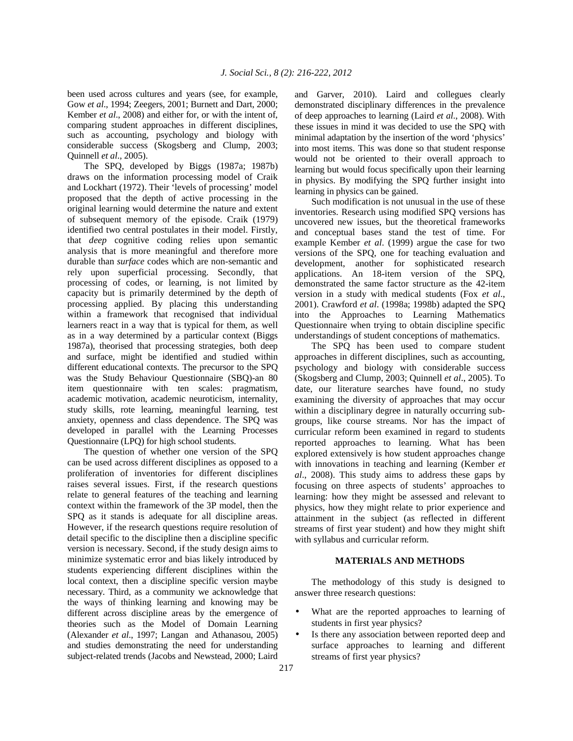been used across cultures and years (see, for example, Gow *et al*., 1994; Zeegers, 2001; Burnett and Dart, 2000; Kember *et al*., 2008) and either for, or with the intent of, comparing student approaches in different disciplines, such as accounting, psychology and biology with considerable success (Skogsberg and Clump, 2003; Quinnell *et al*., 2005).

The SPQ, developed by Biggs (1987a; 1987b) draws on the information processing model of Craik and Lockhart (1972). Their 'levels of processing' model proposed that the depth of active processing in the original learning would determine the nature and extent of subsequent memory of the episode. Craik (1979) identified two central postulates in their model. Firstly, that *deep* cognitive coding relies upon semantic analysis that is more meaningful and therefore more durable than *surface* codes which are non-semantic and rely upon superficial processing. Secondly, that processing of codes, or learning, is not limited by capacity but is primarily determined by the depth of processing applied. By placing this understanding within a framework that recognised that individual learners react in a way that is typical for them, as well as in a way determined by a particular context (Biggs 1987a), theorised that processing strategies, both deep and surface, might be identified and studied within different educational contexts. The precursor to the SPQ was the Study Behaviour Questionnaire (SBQ)-an 80 item questionnaire with ten scales: pragmatism, academic motivation, academic neuroticism, internality, study skills, rote learning, meaningful learning, test anxiety, openness and class dependence. The SPQ was developed in parallel with the Learning Processes Questionnaire (LPQ) for high school students.

The question of whether one version of the SPQ can be used across different disciplines as opposed to a proliferation of inventories for different disciplines raises several issues. First, if the research questions relate to general features of the teaching and learning context within the framework of the 3P model, then the SPQ as it stands is adequate for all discipline areas. However, if the research questions require resolution of detail specific to the discipline then a discipline specific version is necessary. Second, if the study design aims to minimize systematic error and bias likely introduced by students experiencing different disciplines within the local context, then a discipline specific version maybe necessary. Third, as a community we acknowledge that the ways of thinking learning and knowing may be different across discipline areas by the emergence of theories such as the Model of Domain Learning (Alexander *et al*., 1997; Langan and Athanasou, 2005) and studies demonstrating the need for understanding subject-related trends (Jacobs and Newstead, 2000; Laird and Garver, 2010). Laird and collegues clearly demonstrated disciplinary differences in the prevalence of deep approaches to learning (Laird *et al*., 2008). With these issues in mind it was decided to use the SPQ with minimal adaptation by the insertion of the word 'physics' into most items. This was done so that student response would not be oriented to their overall approach to learning but would focus specifically upon their learning in physics. By modifying the SPQ further insight into learning in physics can be gained.

Such modification is not unusual in the use of these inventories. Research using modified SPQ versions has uncovered new issues, but the theoretical frameworks and conceptual bases stand the test of time. For example Kember *et al*. (1999) argue the case for two versions of the SPQ, one for teaching evaluation and development, another for sophisticated research applications. An 18-item version of the SPQ, demonstrated the same factor structure as the 42-item version in a study with medical students (Fox *et al*., 2001). Crawford *et al*. (1998a; 1998b) adapted the SPQ into the Approaches to Learning Mathematics Questionnaire when trying to obtain discipline specific understandings of student conceptions of mathematics.

The SPQ has been used to compare student approaches in different disciplines, such as accounting, psychology and biology with considerable success (Skogsberg and Clump, 2003; Quinnell *et al*., 2005). To date, our literature searches have found, no study examining the diversity of approaches that may occur within a disciplinary degree in naturally occurring sub-groups, like course streams. Nor has the impact of curricular reform been examined in regard to students reported approaches to learning. What has been explored extensively is how student approaches change with innovations in teaching and learning (Kember *et al*., 2008). This study aims to address these gaps by focusing on three aspects of students' approaches to learning: how they might be assessed and relevant to physics, how they might relate to prior experience and attainment in the subject (as reflected in different streams of first year student) and how they might shift with syllabus and curricular reform.

## MATERIALS AND METHODS

The methodology of this study is designed to answer three research questions:

- What are the reported approaches to learning of students in first year physics?
- Is there any association between reported deep and surface approaches to learning and different streams of first year physics?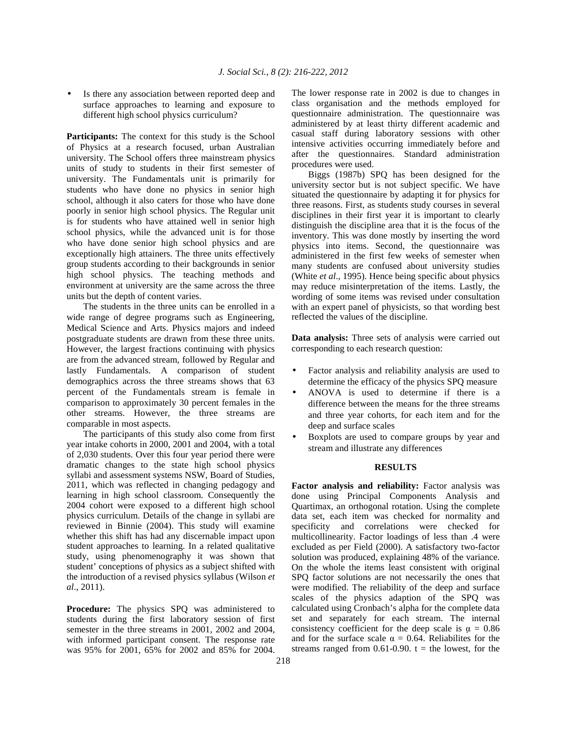- Is there any association between reported deep and surface approaches to learning and exposure to different high school physics curriculum?

**Participants:** The context for this study is the School of Physics at a research focused, urban Australian university. The School offers three mainstream physics units of study to students in their first semester of university. The Fundamentals unit is primarily for students who have done no physics in senior high school, although it also caters for those who have done poorly in senior high school physics. The Regular unit is for students who have attained well in senior high school physics, while the advanced unit is for those who have done senior high school physics and are exceptionally high attainers. The three units effectively group students according to their backgrounds in senior high school physics. The teaching methods and environment at university are the same across the three units but the depth of content varies.

The students in the three units can be enrolled in a wide range of degree programs such as Engineering, Medical Science and Arts. Physics majors and indeed postgraduate students are drawn from these three units. However, the largest fractions continuing with physics are from the advanced stream, followed by Regular and lastly Fundamentals. A comparison of student demographics across the three streams shows that 63 percent of the Fundamentals stream is female in comparison to approximately 30 percent females in the other streams. However, the three streams are comparable in most aspects.

The participants of this study also come from first year intake cohorts in 2000, 2001 and 2004, with a total of 2,030 students. Over this four year period there were dramatic changes to the state high school physics syllabi and assessment systems NSW, Board of Studies, 2011, which was reflected in changing pedagogy and learning in high school classroom. Consequently the 2004 cohort were exposed to a different high school physics curriculum. Details of the change in syllabi are reviewed in Binnie (2004). This study will examine whether this shift has had any discernable impact upon student approaches to learning. In a related qualitative study, using phenomenography it was shown that student' conceptions of physics as a subject shifted with the introduction of a revised physics syllabus (Wilson *et al*., 2011).

**Procedure:** The physics SPQ was administered to students during the first laboratory session of first semester in the three streams in 2001, 2002 and 2004, with informed participant consent. The response rate was 95% for 2001, 65% for 2002 and 85% for 2004. The lower response rate in 2002 is due to changes in class organisation and the methods employed for questionnaire administration. The questionnaire was administered by at least thirty different academic and casual staff during laboratory sessions with other intensive activities occurring immediately before and after the questionnaires. Standard administration procedures were used.

Biggs (1987b) SPQ has been designed for the university sector but is not subject specific. We have situated the questionnaire by adapting it for physics for three reasons. First, as students study courses in several disciplines in their first year it is important to clearly distinguish the discipline area that it is the focus of the inventory. This was done mostly by inserting the word physics into items. Second, the questionnaire was administered in the first few weeks of semester when many students are confused about university studies (White *et al*., 1995). Hence being specific about physics may reduce misinterpretation of the items. Lastly, the wording of some items was revised under consultation with an expert panel of physicists, so that wording best reflected the values of the discipline.

**Data analysis:** Three sets of analysis were carried out corresponding to each research question:

- Factor analysis and reliability analysis are used to determine the efficacy of the physics SPQ measure
- ANOVA is used to determine if there is a difference between the means for the three streams and three year cohorts, for each item and for the deep and surface scales
- Boxplots are used to compare groups by year and stream and illustrate any differences

## RESULTS

**Factor analysis and reliability:** Factor analysis was done using Principal Components Analysis and Quartimax, an orthogonal rotation. Using the complete data set, each item was checked for normality and specificity and correlations were checked for multicollinearity. Factor loadings of less than .4 were excluded as per Field (2000). A satisfactory two-factor solution was produced, explaining 48% of the variance. On the whole the items least consistent with original SPQ factor solutions are not necessarily the ones that were modified. The reliability of the deep and surface scales of the physics adaption of the SPQ was calculated using Cronbach's alpha for the complete data set and separately for each stream. The internal consistency coefficient for the deep scale is $\alpha = 0.86$ and for the surface scale $\alpha = 0.64$. Reliabilites for the streams ranged from 0.61-0.90. t = the lowest, for the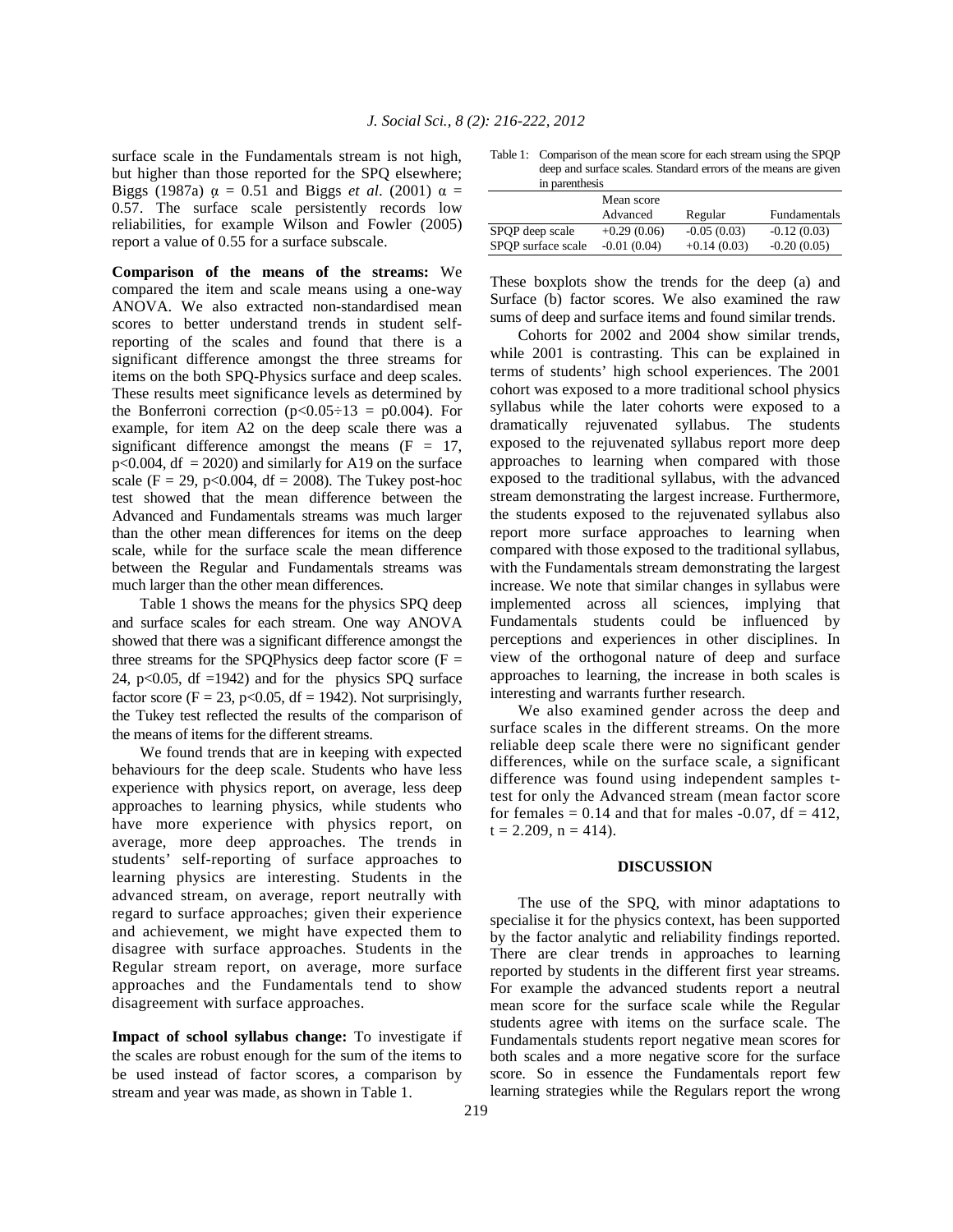surface scale in the Fundamentals stream is not high, but higher than those reported for the SPQ elsewhere; Biggs (1987a) $\alpha$ = 0.51 and Biggs *et al*. (2001) $\alpha$ = 0.57. The surface scale persistently records low reliabilities, for example Wilson and Fowler (2005) report a value of 0.55 for a surface subscale.

**Comparison of the means of the streams:** We compared the item and scale means using a one-way ANOVA. We also extracted non-standardised mean scores to better understand trends in student self-reporting of the scales and found that there is a significant difference amongst the three streams for items on the both SPQ-Physics surface and deep scales. These results meet significance levels as determined by the Bonferroni correction ($p<0.05\div13$ = p0.004). For example, for item A2 on the deep scale there was a significant difference amongst the means (F = 17, $p<0.004$, df = 2020) and similarly for A19 on the surface scale (F = 29, $p<0.004$, df = 2008). The Tukey post-hoc test showed that the mean difference between the Advanced and Fundamentals streams was much larger than the other mean differences for items on the deep scale, while for the surface scale the mean difference between the Regular and Fundamentals streams was much larger than the other mean differences.

Table 1 shows the means for the physics SPQ deep and surface scales for each stream. One way ANOVA showed that there was a significant difference amongst the three streams for the SPQPhysics deep factor score (F = 24, $p<0.05$, df =1942) and for the physics SPQ surface factor score (F = 23, $p<0.05$, df = 1942). Not surprisingly, the Tukey test reflected the results of the comparison of the means of items for the different streams.

We found trends that are in keeping with expected behaviours for the deep scale. Students who have less experience with physics report, on average, less deep approaches to learning physics, while students who have more experience with physics report, on average, more deep approaches. The trends in students' self-reporting of surface approaches to learning physics are interesting. Students in the advanced stream, on average, report neutrally with regard to surface approaches; given their experience and achievement, we might have expected them to disagree with surface approaches. Students in the Regular stream report, on average, more surface approaches and the Fundamentals tend to show disagreement with surface approaches.

**Impact of school syllabus change:** To investigate if the scales are robust enough for the sum of the items to be used instead of factor scores, a comparison by stream and year was made, as shown in Table 1.

Table 1: Comparison of the mean score for each stream using the SPQP deep and surface scales. Standard errors of the means are given in parenthesis

| | Mean score | | |
|---|---|---|---|
| | Advanced | Regular | Fundamentals |
| SPQP deep scale | +0.29 (0.06) | -0.05 (0.03) | -0.12 (0.03) |
| SPQP surface scale | -0.01 (0.04) | +0.14 (0.03) | -0.20 (0.05) |

These boxplots show the trends for the deep (a) and Surface (b) factor scores. We also examined the raw sums of deep and surface items and found similar trends.

Cohorts for 2002 and 2004 show similar trends, while 2001 is contrasting. This can be explained in terms of students' high school experiences. The 2001 cohort was exposed to a more traditional school physics syllabus while the later cohorts were exposed to a dramatically rejuvenated syllabus. The students exposed to the rejuvenated syllabus report more deep approaches to learning when compared with those exposed to the traditional syllabus, with the advanced stream demonstrating the largest increase. Furthermore, the students exposed to the rejuvenated syllabus also report more surface approaches to learning when compared with those exposed to the traditional syllabus, with the Fundamentals stream demonstrating the largest increase. We note that similar changes in syllabus were implemented across all sciences, implying that Fundamentals students could be influenced by perceptions and experiences in other disciplines. In view of the orthogonal nature of deep and surface approaches to learning, the increase in both scales is interesting and warrants further research.

We also examined gender across the deep and surface scales in the different streams. On the more reliable deep scale there were no significant gender differences, while on the surface scale, a significant difference was found using independent samples t-test for only the Advanced stream (mean factor score for females = 0.14 and that for males -0.07, df = 412, t = 2.209, n = 414).

## DISCUSSION

The use of the SPQ, with minor adaptations to specialise it for the physics context, has been supported by the factor analytic and reliability findings reported. There are clear trends in approaches to learning reported by students in the different first year streams. For example the advanced students report a neutral mean score for the surface scale while the Regular students agree with items on the surface scale. The Fundamentals students report negative mean scores for both scales and a more negative score for the surface score. So in essence the Fundamentals report few learning strategies while the Regulars report the wrong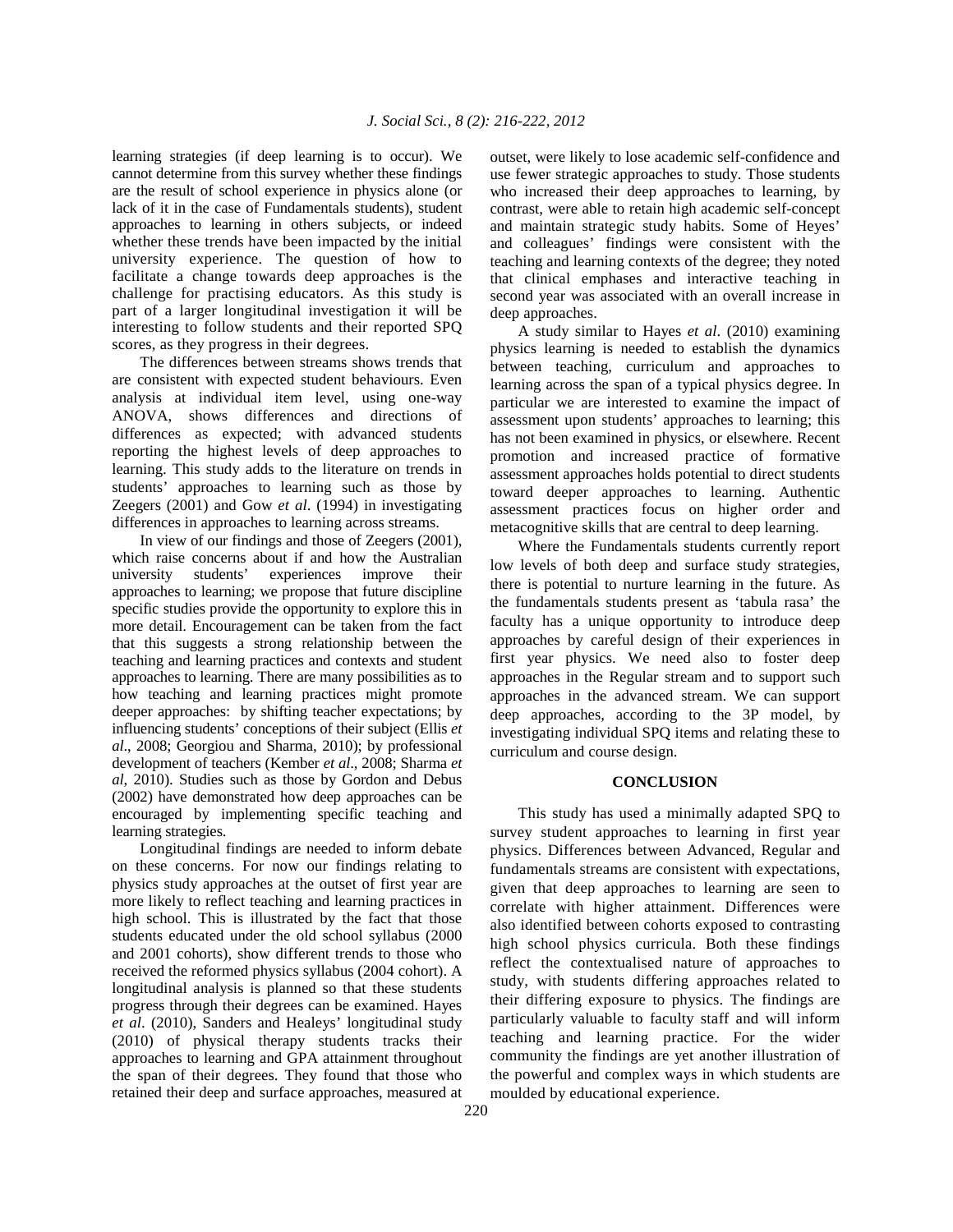learning strategies (if deep learning is to occur). We cannot determine from this survey whether these findings are the result of school experience in physics alone (or lack of it in the case of Fundamentals students), student approaches to learning in others subjects, or indeed whether these trends have been impacted by the initial university experience. The question of how to facilitate a change towards deep approaches is the challenge for practising educators. As this study is part of a larger longitudinal investigation it will be interesting to follow students and their reported SPQ scores, as they progress in their degrees.

The differences between streams shows trends that are consistent with expected student behaviours. Even analysis at individual item level, using one-way ANOVA, shows differences and directions of differences as expected; with advanced students reporting the highest levels of deep approaches to learning. This study adds to the literature on trends in students' approaches to learning such as those by Zeegers (2001) and Gow *et al*. (1994) in investigating differences in approaches to learning across streams.

In view of our findings and those of Zeegers (2001), which raise concerns about if and how the Australian university students' experiences improve their approaches to learning; we propose that future discipline specific studies provide the opportunity to explore this in more detail. Encouragement can be taken from the fact that this suggests a strong relationship between the teaching and learning practices and contexts and student approaches to learning. There are many possibilities as to how teaching and learning practices might promote deeper approaches: by shifting teacher expectations; by influencing students' conceptions of their subject (Ellis *et al*., 2008; Georgiou and Sharma, 2010); by professional development of teachers (Kember *et al*., 2008; Sharma *et al*, 2010). Studies such as those by Gordon and Debus (2002) have demonstrated how deep approaches can be encouraged by implementing specific teaching and learning strategies.

Longitudinal findings are needed to inform debate on these concerns. For now our findings relating to physics study approaches at the outset of first year are more likely to reflect teaching and learning practices in high school. This is illustrated by the fact that those students educated under the old school syllabus (2000 and 2001 cohorts), show different trends to those who received the reformed physics syllabus (2004 cohort). A longitudinal analysis is planned so that these students progress through their degrees can be examined. Hayes *et al*. (2010), Sanders and Healeys' longitudinal study (2010) of physical therapy students tracks their approaches to learning and GPA attainment throughout the span of their degrees. They found that those who retained their deep and surface approaches, measured at outset, were likely to lose academic self-confidence and use fewer strategic approaches to study. Those students who increased their deep approaches to learning, by contrast, were able to retain high academic self-concept and maintain strategic study habits. Some of Heyes' and colleagues' findings were consistent with the teaching and learning contexts of the degree; they noted that clinical emphases and interactive teaching in second year was associated with an overall increase in deep approaches.

A study similar to Hayes *et al*. (2010) examining physics learning is needed to establish the dynamics between teaching, curriculum and approaches to learning across the span of a typical physics degree. In particular we are interested to examine the impact of assessment upon students' approaches to learning; this has not been examined in physics, or elsewhere. Recent promotion and increased practice of formative assessment approaches holds potential to direct students toward deeper approaches to learning. Authentic assessment practices focus on higher order and metacognitive skills that are central to deep learning.

Where the Fundamentals students currently report low levels of both deep and surface study strategies, there is potential to nurture learning in the future. As the fundamentals students present as 'tabula rasa' the faculty has a unique opportunity to introduce deep approaches by careful design of their experiences in first year physics. We need also to foster deep approaches in the Regular stream and to support such approaches in the advanced stream. We can support deep approaches, according to the 3P model, by investigating individual SPQ items and relating these to curriculum and course design.

## CONCLUSION

This study has used a minimally adapted SPQ to survey student approaches to learning in first year physics. Differences between Advanced, Regular and fundamentals streams are consistent with expectations, given that deep approaches to learning are seen to correlate with higher attainment. Differences were also identified between cohorts exposed to contrasting high school physics curricula. Both these findings reflect the contextualised nature of approaches to study, with students differing approaches related to their differing exposure to physics. The findings are particularly valuable to faculty staff and will inform teaching and learning practice. For the wider community the findings are yet another illustration of the powerful and complex ways in which students are moulded by educational experience.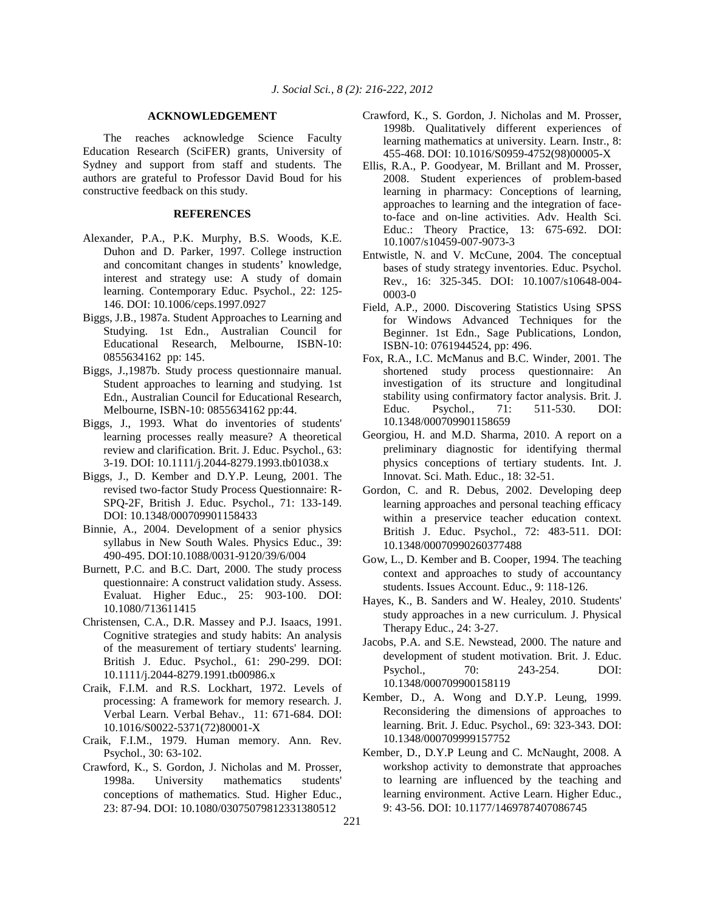## ACKNOWLEDGEMENT

The reaches acknowledge Science Faculty Education Research (SciFER) grants, University of Sydney and support from staff and students. The authors are grateful to Professor David Boud for his constructive feedback on this study.

## REFERENCES

Alexander, P.A., P.K. Murphy, B.S. Woods, K.E. Duhon and D. Parker, 1997. College instruction and concomitant changes in students' knowledge, interest and strategy use: A study of domain learning. Contemporary Educ. Psychol., 22: 125-146. DOI: 10.1006/ceps.1997.0927

Biggs, J.B., 1987a. Student Approaches to Learning and Studying. 1st Edn., Australian Council for Educational Research, Melbourne, ISBN-10: 0855634162 pp: 145.

Biggs, J.,1987b. Study process questionnaire manual. Student approaches to learning and studying. 1st Edn., Australian Council for Educational Research, Melbourne, ISBN-10: 0855634162 pp:44.

Biggs, J., 1993. What do inventories of students' learning processes really measure? A theoretical review and clarification. Brit. J. Educ. Psychol., 63: 3-19. DOI: 10.1111/j.2044-8279.1993.tb01038.x

Biggs, J., D. Kember and D.Y.P. Leung, 2001. The revised two-factor Study Process Questionnaire: R-SPQ-2F, British J. Educ. Psychol., 71: 133-149. DOI: 10.1348/000709901158433

Binnie, A., 2004. Development of a senior physics syllabus in New South Wales. Physics Educ., 39: 490-495. DOI:10.1088/0031-9120/39/6/004

Burnett, P.C. and B.C. Dart, 2000. The study process questionnaire: A construct validation study. Assess. Evaluat. Higher Educ., 25: 903-100. DOI: 10.1080/713611415

Christensen, C.A., D.R. Massey and P.J. Isaacs, 1991. Cognitive strategies and study habits: An analysis of the measurement of tertiary students' learning. British J. Educ. Psychol., 61: 290-299. DOI: 10.1111/j.2044-8279.1991.tb00986.x

Craik, F.I.M. and R.S. Lockhart, 1972. Levels of processing: A framework for memory research. J. Verbal Learn. Verbal Behav., 11: 671-684. DOI: 10.1016/S0022-5371(72)80001-X

Craik, F.I.M., 1979. Human memory. Ann. Rev. Psychol., 30: 63-102.

Crawford, K., S. Gordon, J. Nicholas and M. Prosser, 1998a. University mathematics students' conceptions of mathematics. Stud. Higher Educ., 23: 87-94. DOI: 10.1080/03075079812331380512

Crawford, K., S. Gordon, J. Nicholas and M. Prosser, 1998b. Qualitatively different experiences of learning mathematics at university. Learn. Instr., 8: 455-468. DOI: 10.1016/S0959-4752(98)00005-X

Ellis, R.A., P. Goodyear, M. Brillant and M. Prosser, 2008. Student experiences of problem-based learning in pharmacy: Conceptions of learning, approaches to learning and the integration of face-to-face and on-line activities. Adv. Health Sci. Educ.: Theory Practice, 13: 675-692. DOI: 10.1007/s10459-007-9073-3

Entwistle, N. and V. McCune, 2004. The conceptual bases of study strategy inventories. Educ. Psychol. Rev., 16: 325-345. DOI: 10.1007/s10648-004-0003-0

Field, A.P., 2000. Discovering Statistics Using SPSS for Windows Advanced Techniques for the Beginner. 1st Edn., Sage Publications, London, ISBN-10: 0761944524, pp: 496.

Fox, R.A., I.C. McManus and B.C. Winder, 2001. The shortened study process questionnaire: An investigation of its structure and longitudinal stability using confirmatory factor analysis. Brit. J. Educ. Psychol., 71: 511-530. DOI: 10.1348/000709901158659

Georgiou, H. and M.D. Sharma, 2010. A report on a preliminary diagnostic for identifying thermal physics conceptions of tertiary students. Int. J. Innovat. Sci. Math. Educ., 18: 32-51.

Gordon, C. and R. Debus, 2002. Developing deep learning approaches and personal teaching efficacy within a preservice teacher education context. British J. Educ. Psychol., 72: 483-511. DOI: 10.1348/00070990260377488

Gow, L., D. Kember and B. Cooper, 1994. The teaching context and approaches to study of accountancy students. Issues Account. Educ., 9: 118-126.

Hayes, K., B. Sanders and W. Healey, 2010. Students' study approaches in a new curriculum. J. Physical Therapy Educ., 24: 3-27.

Jacobs, P.A. and S.E. Newstead, 2000. The nature and development of student motivation. Brit. J. Educ. Psychol., 70: 243-254. DOI: 10.1348/000709900158119

Kember, D., A. Wong and D.Y.P. Leung, 1999. Reconsidering the dimensions of approaches to learning. Brit. J. Educ. Psychol., 69: 323-343. DOI: 10.1348/000709999157752

Kember, D., D.Y.P Leung and C. McNaught, 2008. A workshop activity to demonstrate that approaches to learning are influenced by the teaching and learning environment. Active Learn. Higher Educ., 9: 43-56. DOI: 10.1177/1469787407086745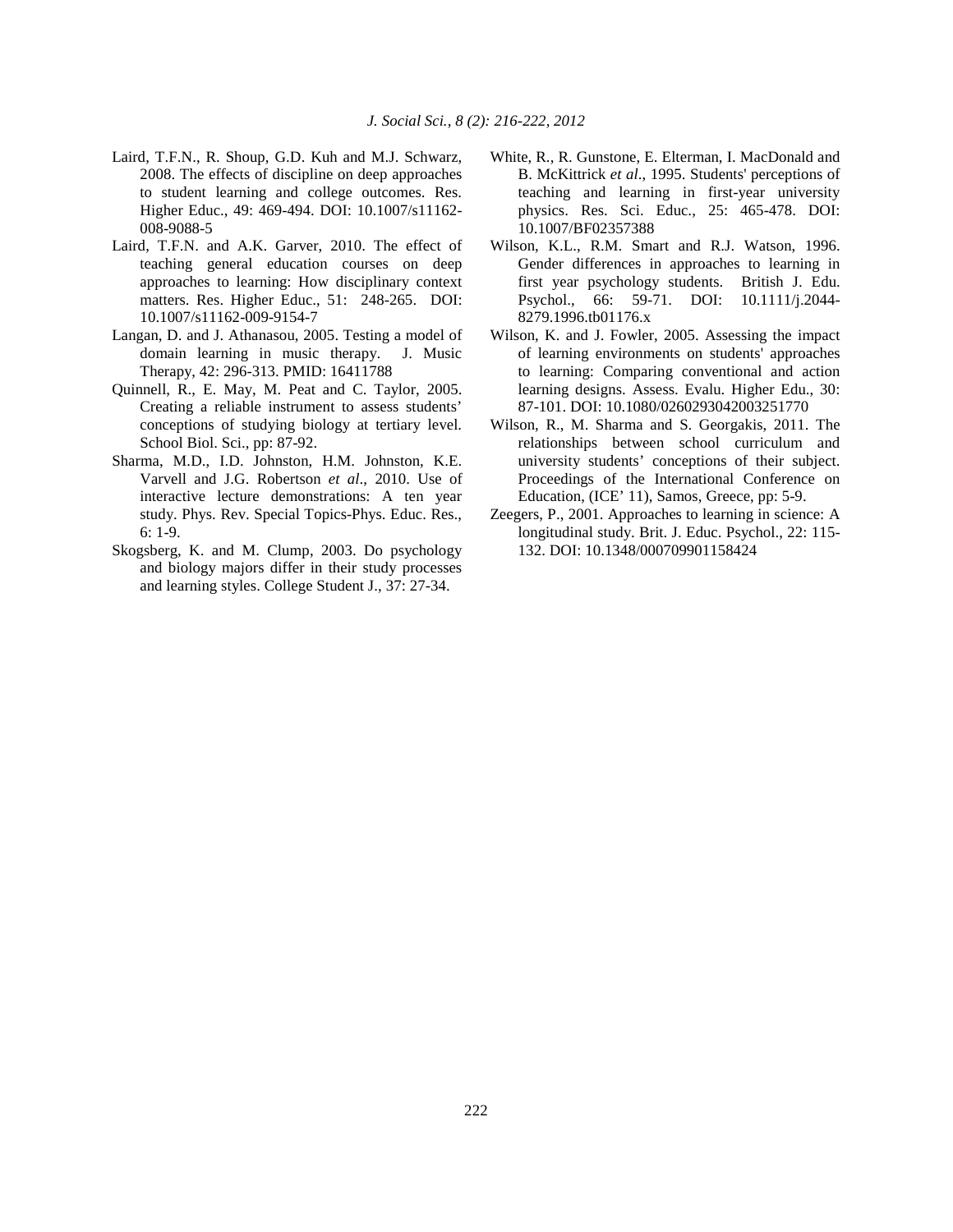Laird, T.F.N., R. Shoup, G.D. Kuh and M.J. Schwarz, 2008. The effects of discipline on deep approaches to student learning and college outcomes. Res. Higher Educ., 49: 469-494. DOI: 10.1007/s11162-008-9088-5

Laird, T.F.N. and A.K. Garver, 2010. The effect of teaching general education courses on deep approaches to learning: How disciplinary context matters. Res. Higher Educ., 51: 248-265. DOI: 10.1007/s11162-009-9154-7

Langan, D. and J. Athanasou, 2005. Testing a model of domain learning in music therapy. J. Music Therapy, 42: 296-313. PMID: 16411788

Quinnell, R., E. May, M. Peat and C. Taylor, 2005. Creating a reliable instrument to assess students' conceptions of studying biology at tertiary level. School Biol. Sci., pp: 87-92.

Sharma, M.D., I.D. Johnston, H.M. Johnston, K.E. Varvell and J.G. Robertson *et al*., 2010. Use of interactive lecture demonstrations: A ten year study. Phys. Rev. Special Topics-Phys. Educ. Res., 6: 1-9.

Skogsberg, K. and M. Clump, 2003. Do psychology and biology majors differ in their study processes and learning styles. College Student J., 37: 27-34.

White, R., R. Gunstone, E. Elterman, I. MacDonald and B. McKittrick *et al*., 1995. Students' perceptions of teaching and learning in first-year university physics. Res. Sci. Educ., 25: 465-478. DOI: 10.1007/BF02357388

Wilson, K.L., R.M. Smart and R.J. Watson, 1996. Gender differences in approaches to learning in first year psychology students. British J. Edu. Psychol., 66: 59-71. DOI: 10.1111/j.2044-8279.1996.tb01176.x

Wilson, K. and J. Fowler, 2005. Assessing the impact of learning environments on students' approaches to learning: Comparing conventional and action learning designs. Assess. Evalu. Higher Edu., 30: 87-101. DOI: 10.1080/0260293042003251770

Wilson, R., M. Sharma and S. Georgakis, 2011. The relationships between school curriculum and university students' conceptions of their subject. Proceedings of the International Conference on Education, (ICE' 11), Samos, Greece, pp: 5-9.

Zeegers, P., 2001. Approaches to learning in science: A longitudinal study. Brit. J. Educ. Psychol., 22: 115-132. DOI: 10.1348/000709901158424